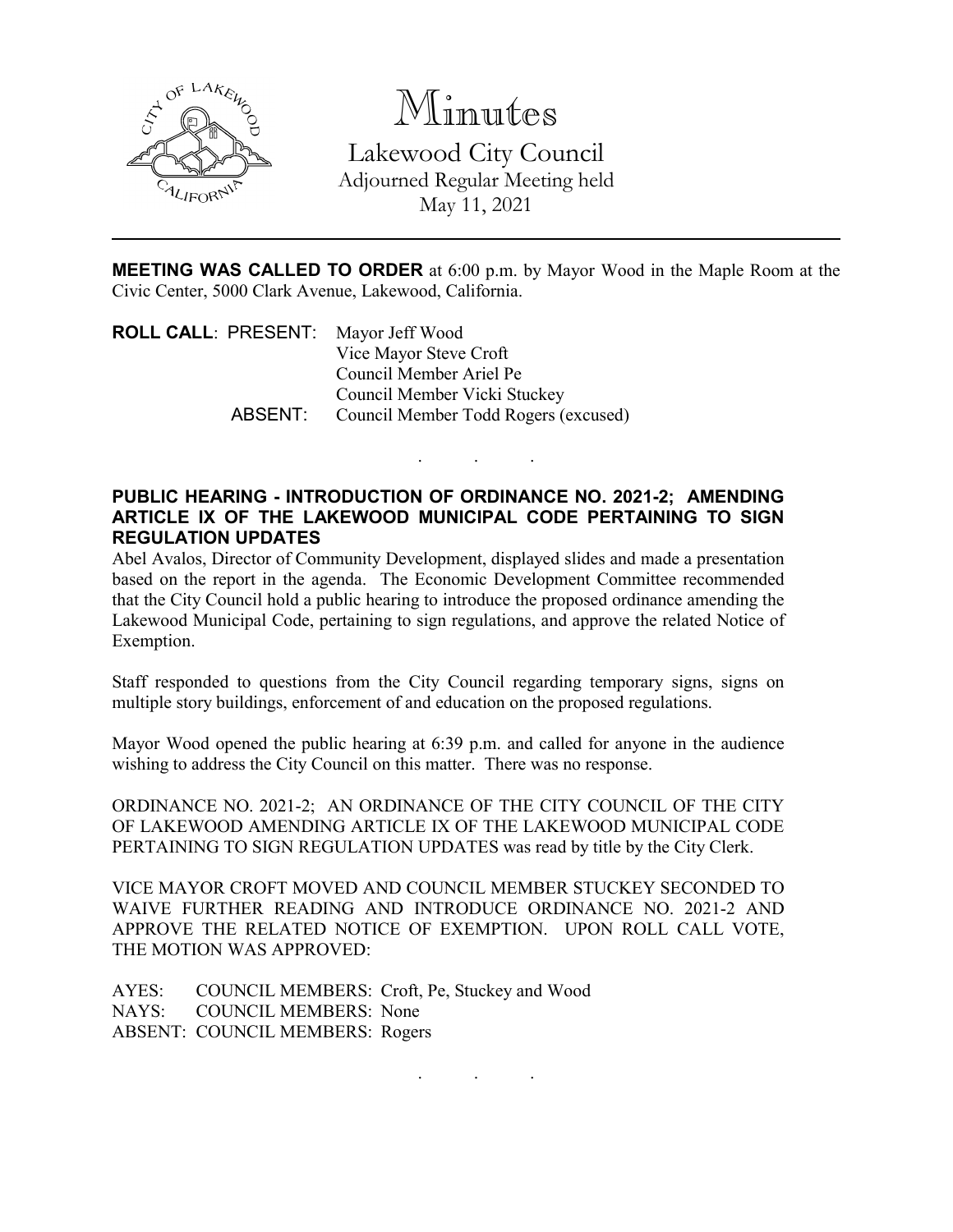# Minutes

## Lakewood City Council

Adjourned Regular Meeting held
May 11, 2021

---

**MEETING WAS CALLED TO ORDER** at 6:00 p.m. by Mayor Wood in the Maple Room at the Civic Center, 5000 Clark Avenue, Lakewood, California.

**ROLL CALL**: PRESENT: Mayor Jeff Wood
Vice Mayor Steve Croft
Council Member Ariel Pe
Council Member Vicki Stuckey
ABSENT: Council Member Todd Rogers (excused)

. . .

**PUBLIC HEARING - INTRODUCTION OF ORDINANCE NO. 2021-2; AMENDING ARTICLE IX OF THE LAKEWOOD MUNICIPAL CODE PERTAINING TO SIGN REGULATION UPDATES**

Abel Avalos, Director of Community Development, displayed slides and made a presentation based on the report in the agenda. The Economic Development Committee recommended that the City Council hold a public hearing to introduce the proposed ordinance amending the Lakewood Municipal Code, pertaining to sign regulations, and approve the related Notice of Exemption.

Staff responded to questions from the City Council regarding temporary signs, signs on multiple story buildings, enforcement of and education on the proposed regulations.

Mayor Wood opened the public hearing at 6:39 p.m. and called for anyone in the audience wishing to address the City Council on this matter. There was no response.

ORDINANCE NO. 2021-2; AN ORDINANCE OF THE CITY COUNCIL OF THE CITY OF LAKEWOOD AMENDING ARTICLE IX OF THE LAKEWOOD MUNICIPAL CODE PERTAINING TO SIGN REGULATION UPDATES was read by title by the City Clerk.

VICE MAYOR CROFT MOVED AND COUNCIL MEMBER STUCKEY SECONDED TO WAIVE FURTHER READING AND INTRODUCE ORDINANCE NO. 2021-2 AND APPROVE THE RELATED NOTICE OF EXEMPTION. UPON ROLL CALL VOTE, THE MOTION WAS APPROVED:

AYES: COUNCIL MEMBERS: Croft, Pe, Stuckey and Wood
NAYS: COUNCIL MEMBERS: None
ABSENT: COUNCIL MEMBERS: Rogers

. . .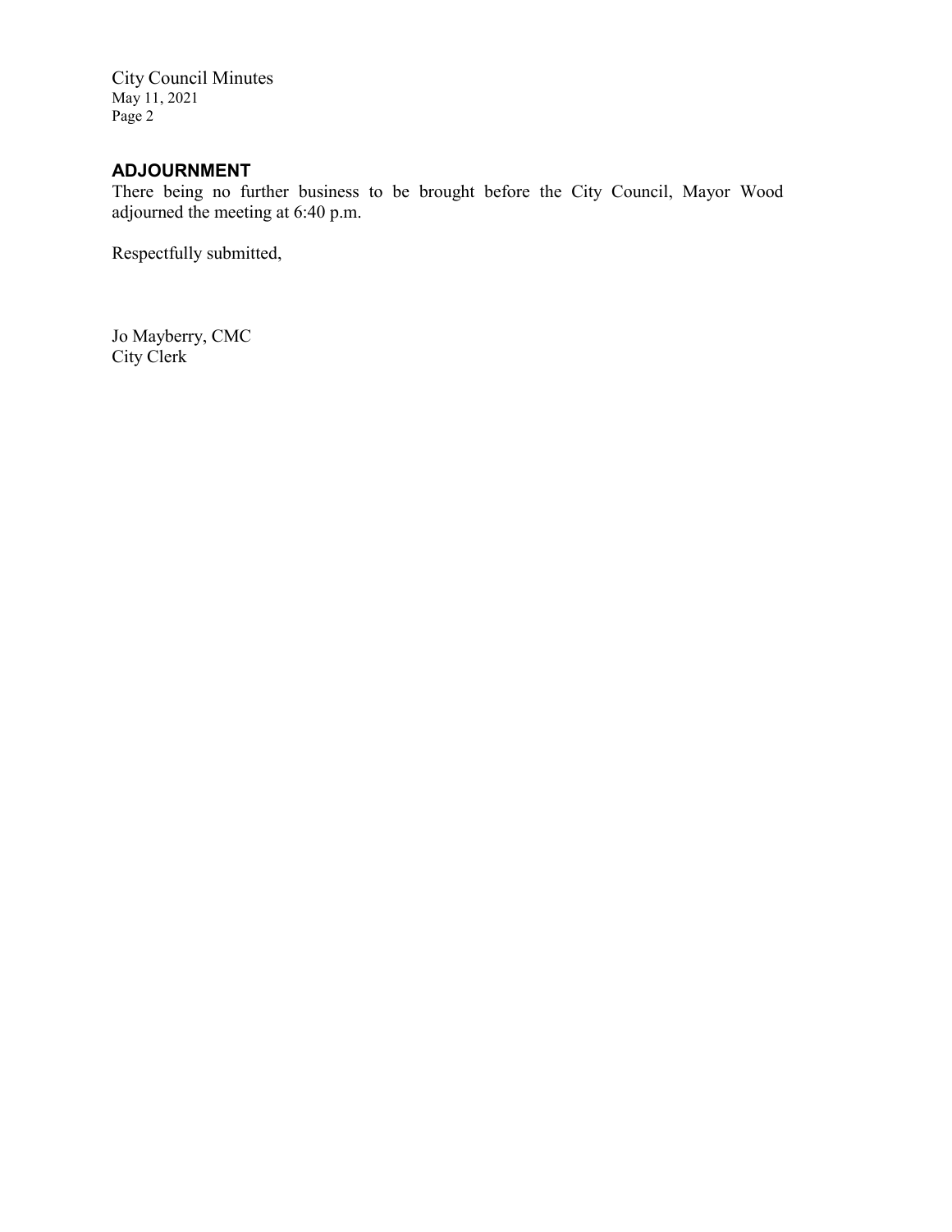## ADJOURNMENT

There being no further business to be brought before the City Council, Mayor Wood adjourned the meeting at 6:40 p.m.

Respectfully submitted,

Jo Mayberry, CMC
City Clerk